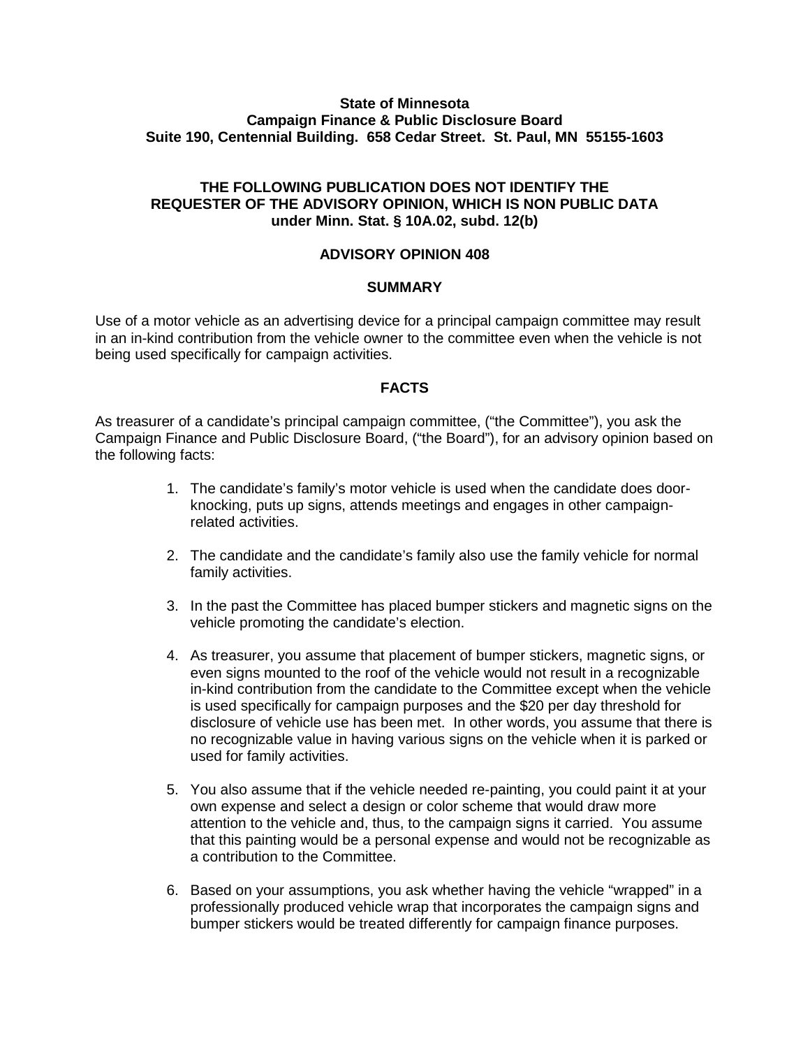**State of Minnesota**
**Campaign Finance & Public Disclosure Board**
**Suite 190, Centennial Building. 658 Cedar Street. St. Paul, MN 55155-1603**

**THE FOLLOWING PUBLICATION DOES NOT IDENTIFY THE REQUESTER OF THE ADVISORY OPINION, WHICH IS NON PUBLIC DATA under Minn. Stat. § 10A.02, subd. 12(b)**

# ADVISORY OPINION 408

## SUMMARY

Use of a motor vehicle as an advertising device for a principal campaign committee may result in an in-kind contribution from the vehicle owner to the committee even when the vehicle is not being used specifically for campaign activities.

## FACTS

As treasurer of a candidate's principal campaign committee, ("the Committee"), you ask the Campaign Finance and Public Disclosure Board, ("the Board"), for an advisory opinion based on the following facts:

1. The candidate's family's motor vehicle is used when the candidate does door-knocking, puts up signs, attends meetings and engages in other campaign-related activities.

2. The candidate and the candidate's family also use the family vehicle for normal family activities.

3. In the past the Committee has placed bumper stickers and magnetic signs on the vehicle promoting the candidate's election.

4. As treasurer, you assume that placement of bumper stickers, magnetic signs, or even signs mounted to the roof of the vehicle would not result in a recognizable in-kind contribution from the candidate to the Committee except when the vehicle is used specifically for campaign purposes and the $20 per day threshold for disclosure of vehicle use has been met. In other words, you assume that there is no recognizable value in having various signs on the vehicle when it is parked or used for family activities.

5. You also assume that if the vehicle needed re-painting, you could paint it at your own expense and select a design or color scheme that would draw more attention to the vehicle and, thus, to the campaign signs it carried. You assume that this painting would be a personal expense and would not be recognizable as a contribution to the Committee.

6. Based on your assumptions, you ask whether having the vehicle "wrapped" in a professionally produced vehicle wrap that incorporates the campaign signs and bumper stickers would be treated differently for campaign finance purposes.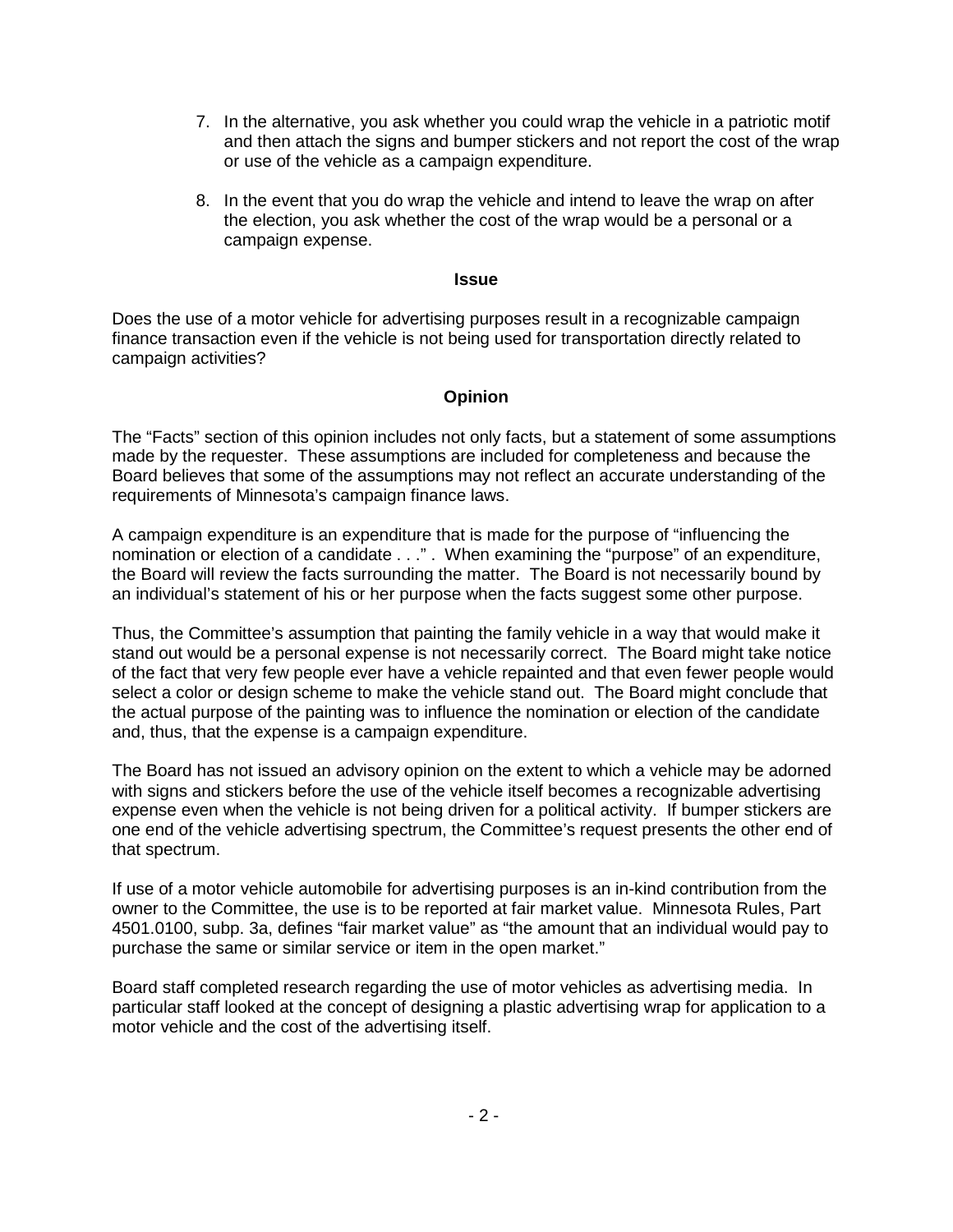7. In the alternative, you ask whether you could wrap the vehicle in a patriotic motif and then attach the signs and bumper stickers and not report the cost of the wrap or use of the vehicle as a campaign expenditure.

8. In the event that you do wrap the vehicle and intend to leave the wrap on after the election, you ask whether the cost of the wrap would be a personal or a campaign expense.

**Issue**

Does the use of a motor vehicle for advertising purposes result in a recognizable campaign finance transaction even if the vehicle is not being used for transportation directly related to campaign activities?

**Opinion**

The "Facts" section of this opinion includes not only facts, but a statement of some assumptions made by the requester. These assumptions are included for completeness and because the Board believes that some of the assumptions may not reflect an accurate understanding of the requirements of Minnesota's campaign finance laws.

A campaign expenditure is an expenditure that is made for the purpose of "influencing the nomination or election of a candidate . . ." . When examining the "purpose" of an expenditure, the Board will review the facts surrounding the matter. The Board is not necessarily bound by an individual's statement of his or her purpose when the facts suggest some other purpose.

Thus, the Committee's assumption that painting the family vehicle in a way that would make it stand out would be a personal expense is not necessarily correct. The Board might take notice of the fact that very few people ever have a vehicle repainted and that even fewer people would select a color or design scheme to make the vehicle stand out. The Board might conclude that the actual purpose of the painting was to influence the nomination or election of the candidate and, thus, that the expense is a campaign expenditure.

The Board has not issued an advisory opinion on the extent to which a vehicle may be adorned with signs and stickers before the use of the vehicle itself becomes a recognizable advertising expense even when the vehicle is not being driven for a political activity. If bumper stickers are one end of the vehicle advertising spectrum, the Committee's request presents the other end of that spectrum.

If use of a motor vehicle automobile for advertising purposes is an in-kind contribution from the owner to the Committee, the use is to be reported at fair market value. Minnesota Rules, Part 4501.0100, subp. 3a, defines "fair market value" as "the amount that an individual would pay to purchase the same or similar service or item in the open market."

Board staff completed research regarding the use of motor vehicles as advertising media. In particular staff looked at the concept of designing a plastic advertising wrap for application to a motor vehicle and the cost of the advertising itself.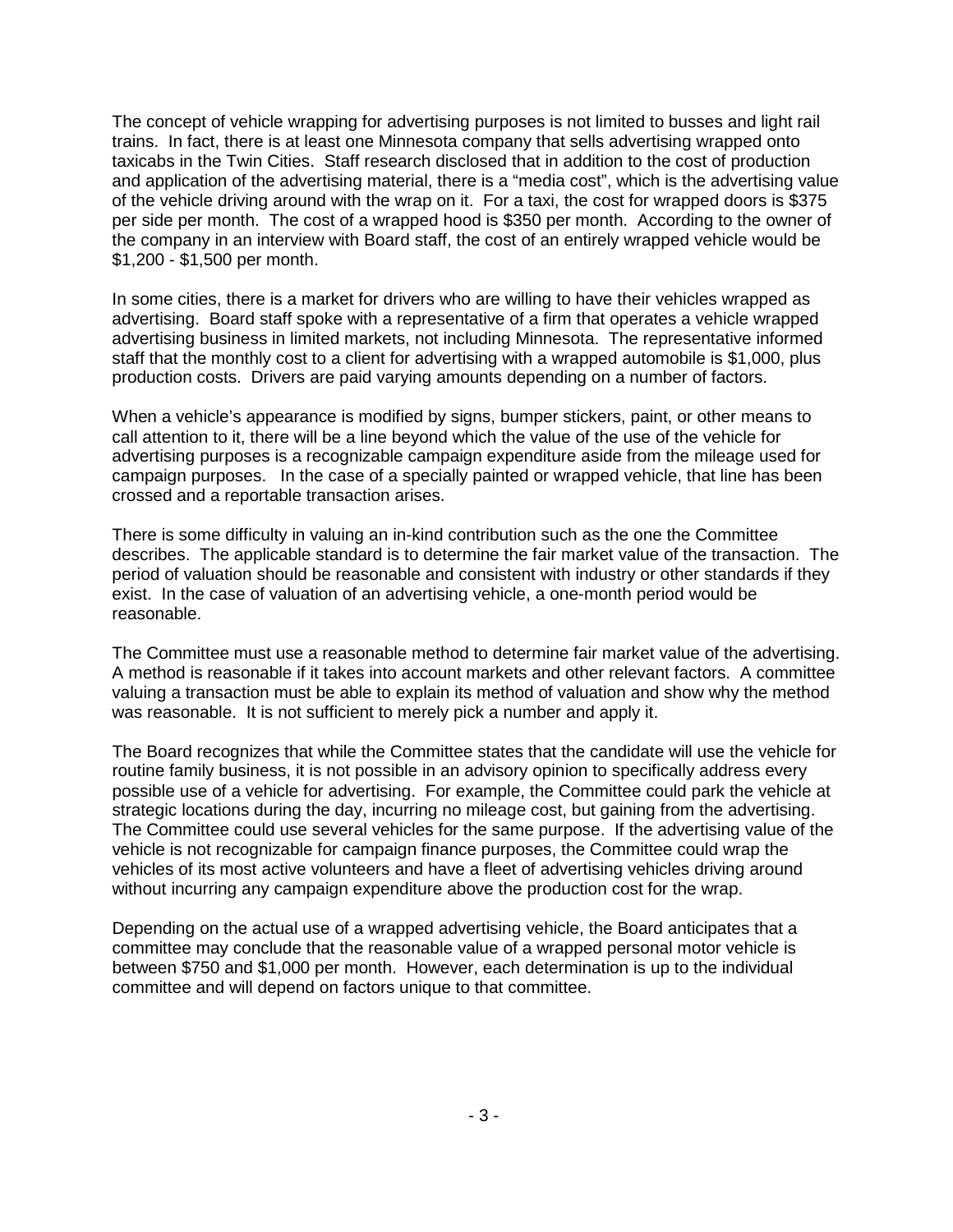The concept of vehicle wrapping for advertising purposes is not limited to busses and light rail trains. In fact, there is at least one Minnesota company that sells advertising wrapped onto taxicabs in the Twin Cities. Staff research disclosed that in addition to the cost of production and application of the advertising material, there is a "media cost", which is the advertising value of the vehicle driving around with the wrap on it. For a taxi, the cost for wrapped doors is $375 per side per month. The cost of a wrapped hood is $350 per month. According to the owner of the company in an interview with Board staff, the cost of an entirely wrapped vehicle would be $1,200 - $1,500 per month.

In some cities, there is a market for drivers who are willing to have their vehicles wrapped as advertising. Board staff spoke with a representative of a firm that operates a vehicle wrapped advertising business in limited markets, not including Minnesota. The representative informed staff that the monthly cost to a client for advertising with a wrapped automobile is $1,000, plus production costs. Drivers are paid varying amounts depending on a number of factors.

When a vehicle's appearance is modified by signs, bumper stickers, paint, or other means to call attention to it, there will be a line beyond which the value of the use of the vehicle for advertising purposes is a recognizable campaign expenditure aside from the mileage used for campaign purposes. In the case of a specially painted or wrapped vehicle, that line has been crossed and a reportable transaction arises.

There is some difficulty in valuing an in-kind contribution such as the one the Committee describes. The applicable standard is to determine the fair market value of the transaction. The period of valuation should be reasonable and consistent with industry or other standards if they exist. In the case of valuation of an advertising vehicle, a one-month period would be reasonable.

The Committee must use a reasonable method to determine fair market value of the advertising. A method is reasonable if it takes into account markets and other relevant factors. A committee valuing a transaction must be able to explain its method of valuation and show why the method was reasonable. It is not sufficient to merely pick a number and apply it.

The Board recognizes that while the Committee states that the candidate will use the vehicle for routine family business, it is not possible in an advisory opinion to specifically address every possible use of a vehicle for advertising. For example, the Committee could park the vehicle at strategic locations during the day, incurring no mileage cost, but gaining from the advertising. The Committee could use several vehicles for the same purpose. If the advertising value of the vehicle is not recognizable for campaign finance purposes, the Committee could wrap the vehicles of its most active volunteers and have a fleet of advertising vehicles driving around without incurring any campaign expenditure above the production cost for the wrap.

Depending on the actual use of a wrapped advertising vehicle, the Board anticipates that a committee may conclude that the reasonable value of a wrapped personal motor vehicle is between $750 and $1,000 per month. However, each determination is up to the individual committee and will depend on factors unique to that committee.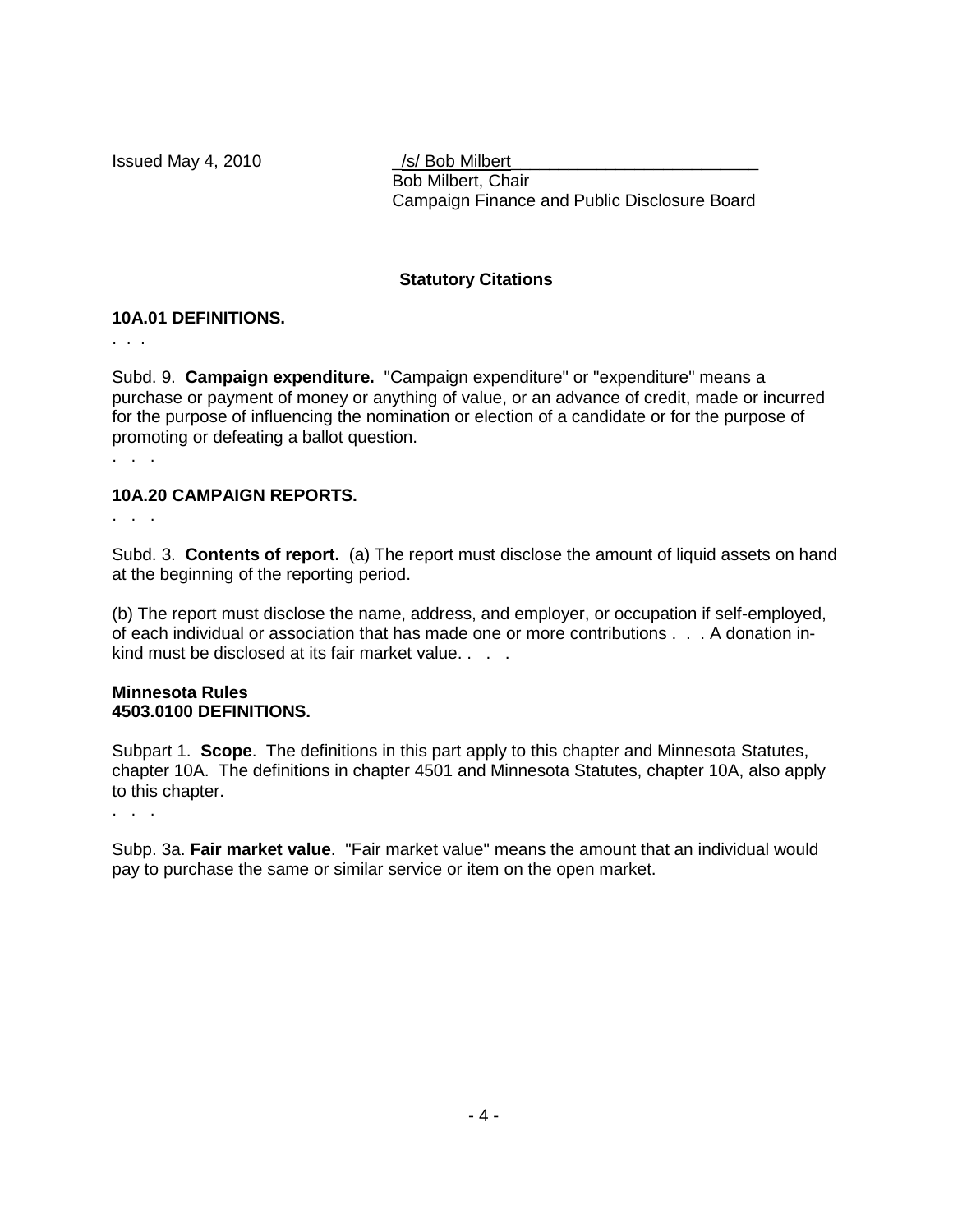Issued May 4, 2010

/s/ Bob Milbert
Bob Milbert, Chair
Campaign Finance and Public Disclosure Board

## Statutory Citations

**10A.01 DEFINITIONS.**

. . .

Subd. 9. **Campaign expenditure.** "Campaign expenditure" or "expenditure" means a purchase or payment of money or anything of value, or an advance of credit, made or incurred for the purpose of influencing the nomination or election of a candidate or for the purpose of promoting or defeating a ballot question.

. . .

**10A.20 CAMPAIGN REPORTS.**

. . .

Subd. 3. **Contents of report.** (a) The report must disclose the amount of liquid assets on hand at the beginning of the reporting period.

(b) The report must disclose the name, address, and employer, or occupation if self-employed, of each individual or association that has made one or more contributions . . . A donation in-kind must be disclosed at its fair market value. . . .

**Minnesota Rules**
**4503.0100 DEFINITIONS.**

Subpart 1. **Scope**. The definitions in this part apply to this chapter and Minnesota Statutes, chapter 10A. The definitions in chapter 4501 and Minnesota Statutes, chapter 10A, also apply to this chapter.

. . .

Subp. 3a. **Fair market value**. "Fair market value" means the amount that an individual would pay to purchase the same or similar service or item on the open market.